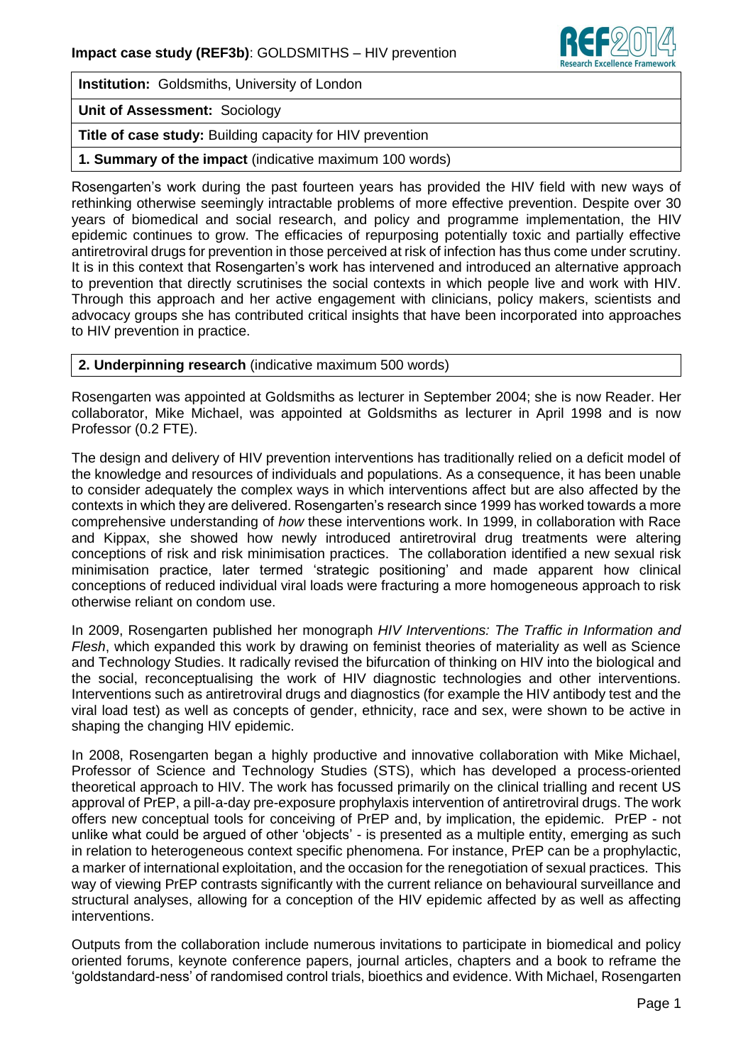**Institution:** Goldsmiths, University of London

**Unit of Assessment:** Sociology

**Title of case study:** Building capacity for HIV prevention

**1. Summary of the impact** (indicative maximum 100 words)

Rosengarten's work during the past fourteen years has provided the HIV field with new ways of rethinking otherwise seemingly intractable problems of more effective prevention. Despite over 30 years of biomedical and social research, and policy and programme implementation, the HIV epidemic continues to grow. The efficacies of repurposing potentially toxic and partially effective antiretroviral drugs for prevention in those perceived at risk of infection has thus come under scrutiny. It is in this context that Rosengarten's work has intervened and introduced an alternative approach to prevention that directly scrutinises the social contexts in which people live and work with HIV. Through this approach and her active engagement with clinicians, policy makers, scientists and advocacy groups she has contributed critical insights that have been incorporated into approaches to HIV prevention in practice.

**2. Underpinning research** (indicative maximum 500 words)

Rosengarten was appointed at Goldsmiths as lecturer in September 2004; she is now Reader. Her collaborator, Mike Michael, was appointed at Goldsmiths as lecturer in April 1998 and is now Professor (0.2 FTE).

The design and delivery of HIV prevention interventions has traditionally relied on a deficit model of the knowledge and resources of individuals and populations. As a consequence, it has been unable to consider adequately the complex ways in which interventions affect but are also affected by the contexts in which they are delivered. Rosengarten's research since 1999 has worked towards a more comprehensive understanding of *how* these interventions work. In 1999, in collaboration with Race and Kippax, she showed how newly introduced antiretroviral drug treatments were altering conceptions of risk and risk minimisation practices. The collaboration identified a new sexual risk minimisation practice, later termed 'strategic positioning' and made apparent how clinical conceptions of reduced individual viral loads were fracturing a more homogeneous approach to risk otherwise reliant on condom use.

In 2009, Rosengarten published her monograph *HIV Interventions: The Traffic in Information and Flesh*, which expanded this work by drawing on feminist theories of materiality as well as Science and Technology Studies. It radically revised the bifurcation of thinking on HIV into the biological and the social, reconceptualising the work of HIV diagnostic technologies and other interventions. Interventions such as antiretroviral drugs and diagnostics (for example the HIV antibody test and the viral load test) as well as concepts of gender, ethnicity, race and sex, were shown to be active in shaping the changing HIV epidemic.

In 2008, Rosengarten began a highly productive and innovative collaboration with Mike Michael, Professor of Science and Technology Studies (STS), which has developed a process-oriented theoretical approach to HIV. The work has focussed primarily on the clinical trialling and recent US approval of PrEP, a pill-a-day pre-exposure prophylaxis intervention of antiretroviral drugs. The work offers new conceptual tools for conceiving of PrEP and, by implication, the epidemic. PrEP - not unlike what could be argued of other 'objects' - is presented as a multiple entity, emerging as such in relation to heterogeneous context specific phenomena. For instance, PrEP can be a prophylactic, a marker of international exploitation, and the occasion for the renegotiation of sexual practices. This way of viewing PrEP contrasts significantly with the current reliance on behavioural surveillance and structural analyses, allowing for a conception of the HIV epidemic affected by as well as affecting interventions.

Outputs from the collaboration include numerous invitations to participate in biomedical and policy oriented forums, keynote conference papers, journal articles, chapters and a book to reframe the 'goldstandard-ness' of randomised control trials, bioethics and evidence. With Michael, Rosengarten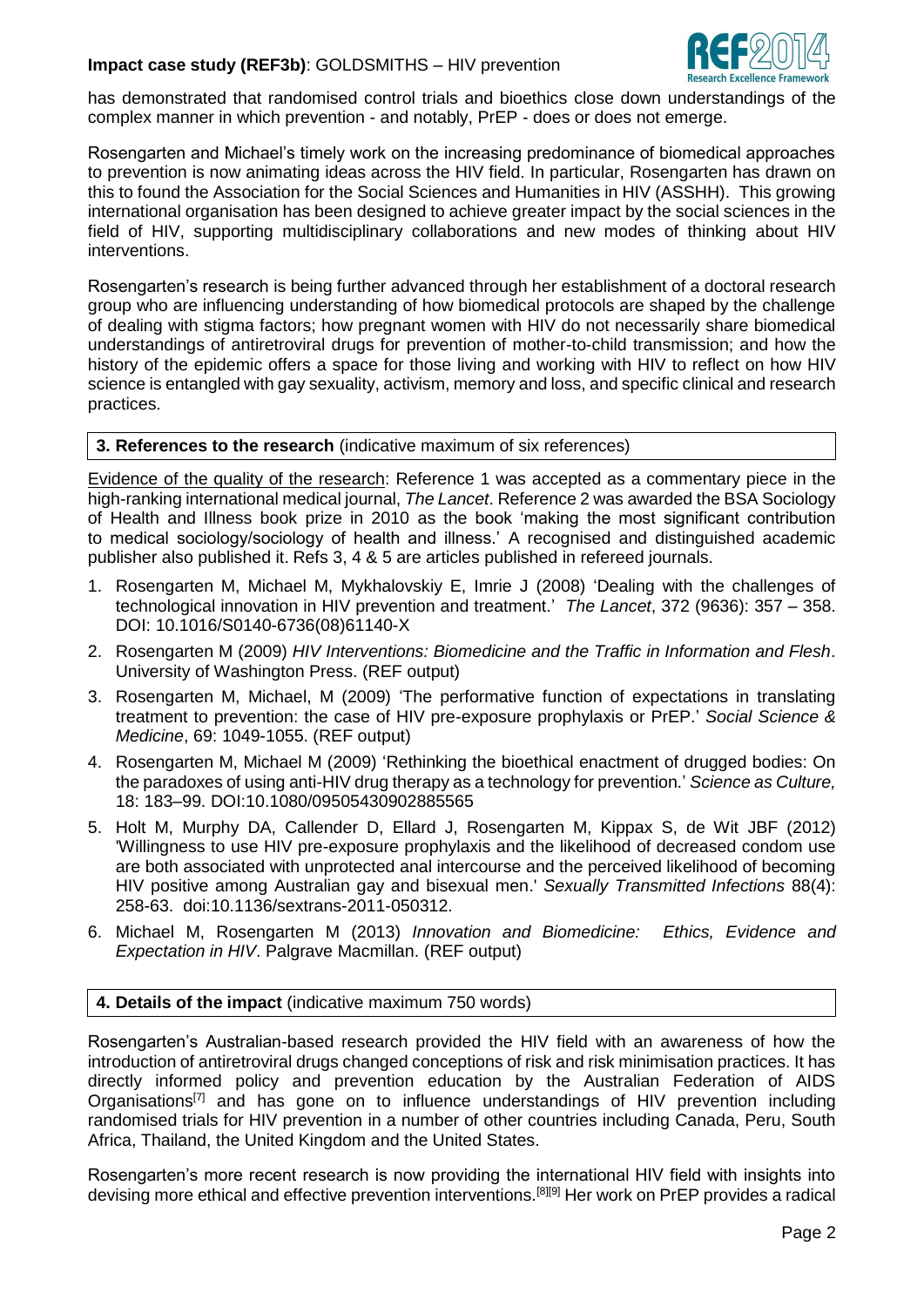has demonstrated that randomised control trials and bioethics close down understandings of the complex manner in which prevention - and notably, PrEP - does or does not emerge.

Rosengarten and Michael's timely work on the increasing predominance of biomedical approaches to prevention is now animating ideas across the HIV field. In particular, Rosengarten has drawn on this to found the Association for the Social Sciences and Humanities in HIV (ASSHH). This growing international organisation has been designed to achieve greater impact by the social sciences in the field of HIV, supporting multidisciplinary collaborations and new modes of thinking about HIV interventions.

Rosengarten's research is being further advanced through her establishment of a doctoral research group who are influencing understanding of how biomedical protocols are shaped by the challenge of dealing with stigma factors; how pregnant women with HIV do not necessarily share biomedical understandings of antiretroviral drugs for prevention of mother-to-child transmission; and how the history of the epidemic offers a space for those living and working with HIV to reflect on how HIV science is entangled with gay sexuality, activism, memory and loss, and specific clinical and research practices.

## 3. References to the research (indicative maximum of six references)

Evidence of the quality of the research: Reference 1 was accepted as a commentary piece in the high-ranking international medical journal, *The Lancet*. Reference 2 was awarded the BSA Sociology of Health and Illness book prize in 2010 as the book 'making the most significant contribution to medical sociology/sociology of health and illness.' A recognised and distinguished academic publisher also published it. Refs 3, 4 & 5 are articles published in refereed journals.

1. Rosengarten M, Michael M, Mykhalovskiy E, Imrie J (2008) 'Dealing with the challenges of technological innovation in HIV prevention and treatment.' *The Lancet*, 372 (9636): 357 – 358. DOI: 10.1016/S0140-6736(08)61140-X
2. Rosengarten M (2009) *HIV Interventions: Biomedicine and the Traffic in Information and Flesh*. University of Washington Press. (REF output)
3. Rosengarten M, Michael, M (2009) 'The performative function of expectations in translating treatment to prevention: the case of HIV pre-exposure prophylaxis or PrEP.' *Social Science & Medicine*, 69: 1049-1055. (REF output)
4. Rosengarten M, Michael M (2009) 'Rethinking the bioethical enactment of drugged bodies: On the paradoxes of using anti-HIV drug therapy as a technology for prevention.' *Science as Culture,* 18: 183–99. DOI:10.1080/09505430902885565
5. Holt M, Murphy DA, Callender D, Ellard J, Rosengarten M, Kippax S, de Wit JBF (2012) 'Willingness to use HIV pre-exposure prophylaxis and the likelihood of decreased condom use are both associated with unprotected anal intercourse and the perceived likelihood of becoming HIV positive among Australian gay and bisexual men.' *Sexually Transmitted Infections* 88(4): 258-63. doi:10.1136/sextrans-2011-050312.
6. Michael M, Rosengarten M (2013) *Innovation and Biomedicine: Ethics, Evidence and Expectation in HIV*. Palgrave Macmillan. (REF output)

## 4. Details of the impact (indicative maximum 750 words)

Rosengarten's Australian-based research provided the HIV field with an awareness of how the introduction of antiretroviral drugs changed conceptions of risk and risk minimisation practices. It has directly informed policy and prevention education by the Australian Federation of AIDS Organisations[7] and has gone on to influence understandings of HIV prevention including randomised trials for HIV prevention in a number of other countries including Canada, Peru, South Africa, Thailand, the United Kingdom and the United States.

Rosengarten's more recent research is now providing the international HIV field with insights into devising more ethical and effective prevention interventions.[8][9] Her work on PrEP provides a radical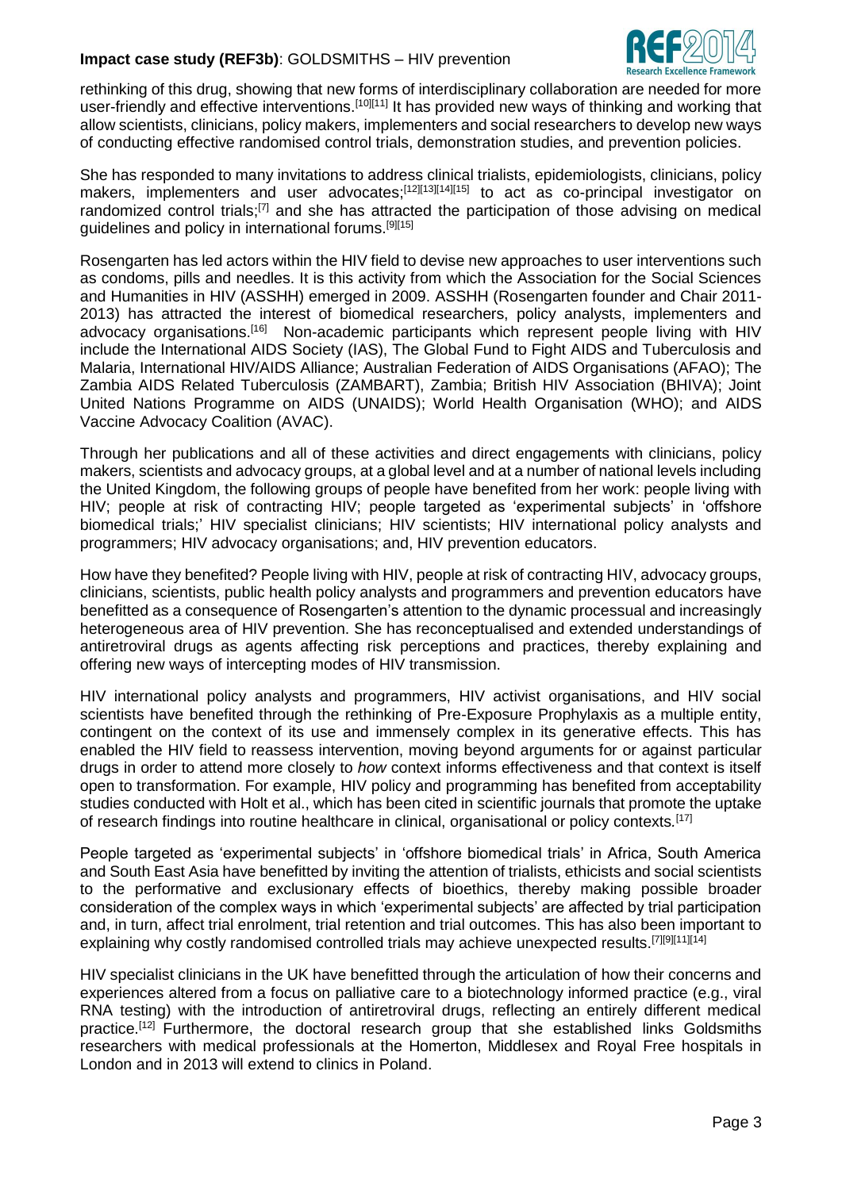rethinking of this drug, showing that new forms of interdisciplinary collaboration are needed for more user-friendly and effective interventions.[10][11] It has provided new ways of thinking and working that allow scientists, clinicians, policy makers, implementers and social researchers to develop new ways of conducting effective randomised control trials, demonstration studies, and prevention policies.

She has responded to many invitations to address clinical trialists, epidemiologists, clinicians, policy makers, implementers and user advocates;[12][13][14][15] to act as co-principal investigator on randomized control trials;[7] and she has attracted the participation of those advising on medical guidelines and policy in international forums.[9][15]

Rosengarten has led actors within the HIV field to devise new approaches to user interventions such as condoms, pills and needles. It is this activity from which the Association for the Social Sciences and Humanities in HIV (ASSHH) emerged in 2009. ASSHH (Rosengarten founder and Chair 2011-2013) has attracted the interest of biomedical researchers, policy analysts, implementers and advocacy organisations.[16] Non-academic participants which represent people living with HIV include the International AIDS Society (IAS), The Global Fund to Fight AIDS and Tuberculosis and Malaria, International HIV/AIDS Alliance; Australian Federation of AIDS Organisations (AFAO); The Zambia AIDS Related Tuberculosis (ZAMBART), Zambia; British HIV Association (BHIVA); Joint United Nations Programme on AIDS (UNAIDS); World Health Organisation (WHO); and AIDS Vaccine Advocacy Coalition (AVAC).

Through her publications and all of these activities and direct engagements with clinicians, policy makers, scientists and advocacy groups, at a global level and at a number of national levels including the United Kingdom, the following groups of people have benefited from her work: people living with HIV; people at risk of contracting HIV; people targeted as 'experimental subjects' in 'offshore biomedical trials;' HIV specialist clinicians; HIV scientists; HIV international policy analysts and programmers; HIV advocacy organisations; and, HIV prevention educators.

How have they benefited? People living with HIV, people at risk of contracting HIV, advocacy groups, clinicians, scientists, public health policy analysts and programmers and prevention educators have benefitted as a consequence of Rosengarten's attention to the dynamic processual and increasingly heterogeneous area of HIV prevention. She has reconceptualised and extended understandings of antiretroviral drugs as agents affecting risk perceptions and practices, thereby explaining and offering new ways of intercepting modes of HIV transmission.

HIV international policy analysts and programmers, HIV activist organisations, and HIV social scientists have benefited through the rethinking of Pre-Exposure Prophylaxis as a multiple entity, contingent on the context of its use and immensely complex in its generative effects. This has enabled the HIV field to reassess intervention, moving beyond arguments for or against particular drugs in order to attend more closely to *how* context informs effectiveness and that context is itself open to transformation. For example, HIV policy and programming has benefited from acceptability studies conducted with Holt et al., which has been cited in scientific journals that promote the uptake of research findings into routine healthcare in clinical, organisational or policy contexts.[17]

People targeted as 'experimental subjects' in 'offshore biomedical trials' in Africa, South America and South East Asia have benefitted by inviting the attention of trialists, ethicists and social scientists to the performative and exclusionary effects of bioethics, thereby making possible broader consideration of the complex ways in which 'experimental subjects' are affected by trial participation and, in turn, affect trial enrolment, trial retention and trial outcomes. This has also been important to explaining why costly randomised controlled trials may achieve unexpected results.[7][9][11][14]

HIV specialist clinicians in the UK have benefitted through the articulation of how their concerns and experiences altered from a focus on palliative care to a biotechnology informed practice (e.g., viral RNA testing) with the introduction of antiretroviral drugs, reflecting an entirely different medical practice.[12] Furthermore, the doctoral research group that she established links Goldsmiths researchers with medical professionals at the Homerton, Middlesex and Royal Free hospitals in London and in 2013 will extend to clinics in Poland.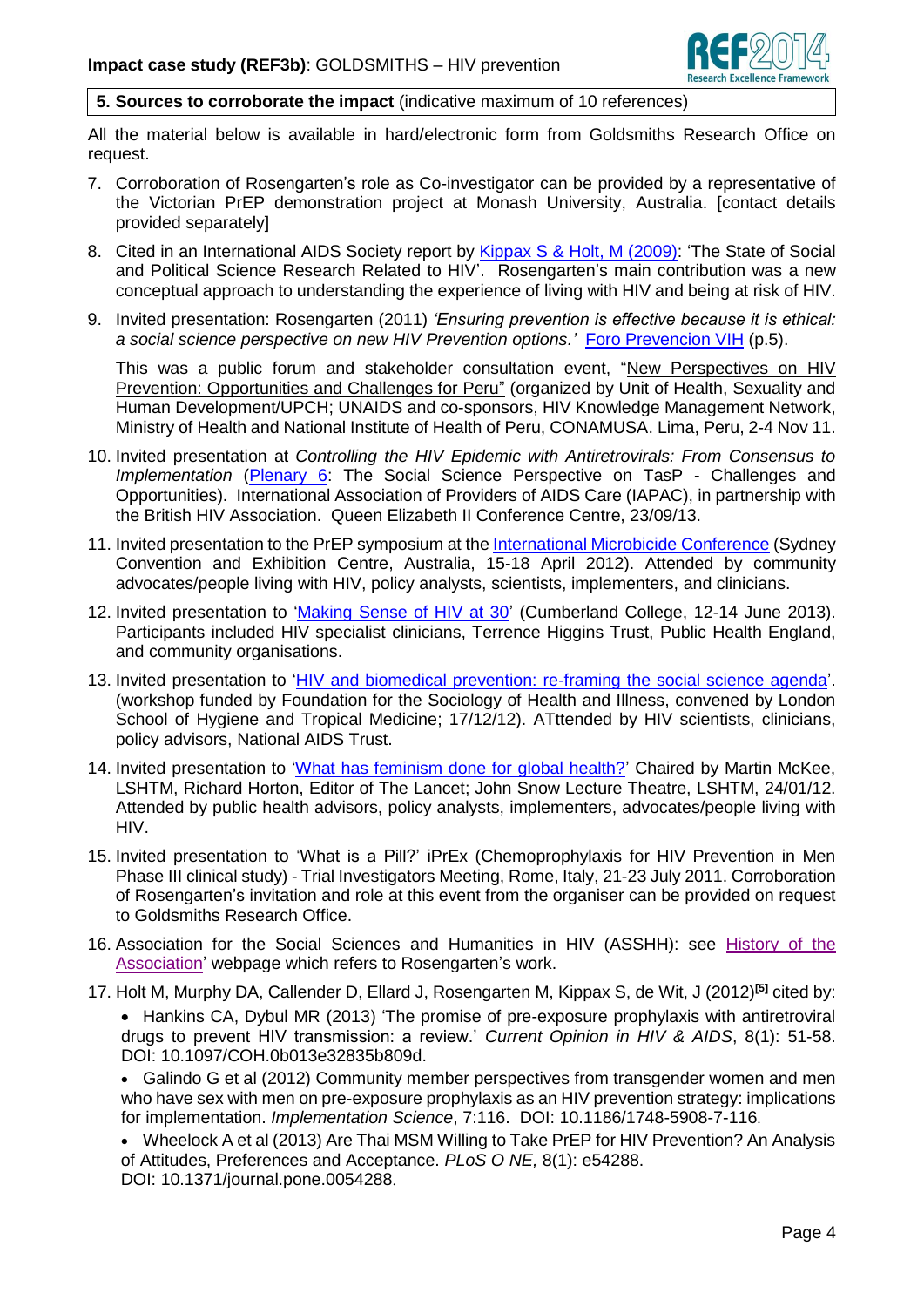**5. Sources to corroborate the impact** (indicative maximum of 10 references)

All the material below is available in hard/electronic form from Goldsmiths Research Office on request.

7. Corroboration of Rosengarten's role as Co-investigator can be provided by a representative of the Victorian PrEP demonstration project at Monash University, Australia. [contact details provided separately]
8. Cited in an International AIDS Society report by Kippax S & Holt, M (2009): 'The State of Social and Political Science Research Related to HIV'. Rosengarten's main contribution was a new conceptual approach to understanding the experience of living with HIV and being at risk of HIV.
9. Invited presentation: Rosengarten (2011) *'Ensuring prevention is effective because it is ethical: a social science perspective on new HIV Prevention options.'* Foro Prevencion VIH (p.5).

   This was a public forum and stakeholder consultation event, "New Perspectives on HIV Prevention: Opportunities and Challenges for Peru" (organized by Unit of Health, Sexuality and Human Development/UPCH; UNAIDS and co-sponsors, HIV Knowledge Management Network, Ministry of Health and National Institute of Health of Peru, CONAMUSA. Lima, Peru, 2-4 Nov 11.
10. Invited presentation at *Controlling the HIV Epidemic with Antiretrovirals: From Consensus to Implementation* (Plenary 6: The Social Science Perspective on TasP - Challenges and Opportunities). International Association of Providers of AIDS Care (IAPAC), in partnership with the British HIV Association. Queen Elizabeth II Conference Centre, 23/09/13.
11. Invited presentation to the PrEP symposium at the International Microbicide Conference (Sydney Convention and Exhibition Centre, Australia, 15-18 April 2012). Attended by community advocates/people living with HIV, policy analysts, scientists, implementers, and clinicians.
12. Invited presentation to 'Making Sense of HIV at 30' (Cumberland College, 12-14 June 2013). Participants included HIV specialist clinicians, Terrence Higgins Trust, Public Health England, and community organisations.
13. Invited presentation to 'HIV and biomedical prevention: re-framing the social science agenda'. (workshop funded by Foundation for the Sociology of Health and Illness, convened by London School of Hygiene and Tropical Medicine; 17/12/12). ATttended by HIV scientists, clinicians, policy advisors, National AIDS Trust.
14. Invited presentation to 'What has feminism done for global health?' Chaired by Martin McKee, LSHTM, Richard Horton, Editor of The Lancet; John Snow Lecture Theatre, LSHTM, 24/01/12. Attended by public health advisors, policy analysts, implementers, advocates/people living with HIV.
15. Invited presentation to 'What is a Pill?' iPrEx (Chemoprophylaxis for HIV Prevention in Men Phase III clinical study) - Trial Investigators Meeting, Rome, Italy, 21-23 July 2011. Corroboration of Rosengarten's invitation and role at this event from the organiser can be provided on request to Goldsmiths Research Office.
16. Association for the Social Sciences and Humanities in HIV (ASSHH): see 'History of the Association' webpage which refers to Rosengarten's work.
17. Holt M, Murphy DA, Callender D, Ellard J, Rosengarten M, Kippax S, de Wit, J (2012)[5] cited by:
    - Hankins CA, Dybul MR (2013) 'The promise of pre-exposure prophylaxis with antiretroviral drugs to prevent HIV transmission: a review.' *Current Opinion in HIV & AIDS*, 8(1): 51-58. DOI: 10.1097/COH.0b013e32835b809d.
    - Galindo G et al (2012) Community member perspectives from transgender women and men who have sex with men on pre-exposure prophylaxis as an HIV prevention strategy: implications for implementation. *Implementation Science*, 7:116. DOI: 10.1186/1748-5908-7-116.
    - Wheelock A et al (2013) Are Thai MSM Willing to Take PrEP for HIV Prevention? An Analysis of Attitudes, Preferences and Acceptance. *PLoS O NE,* 8(1): e54288. DOI: 10.1371/journal.pone.0054288.